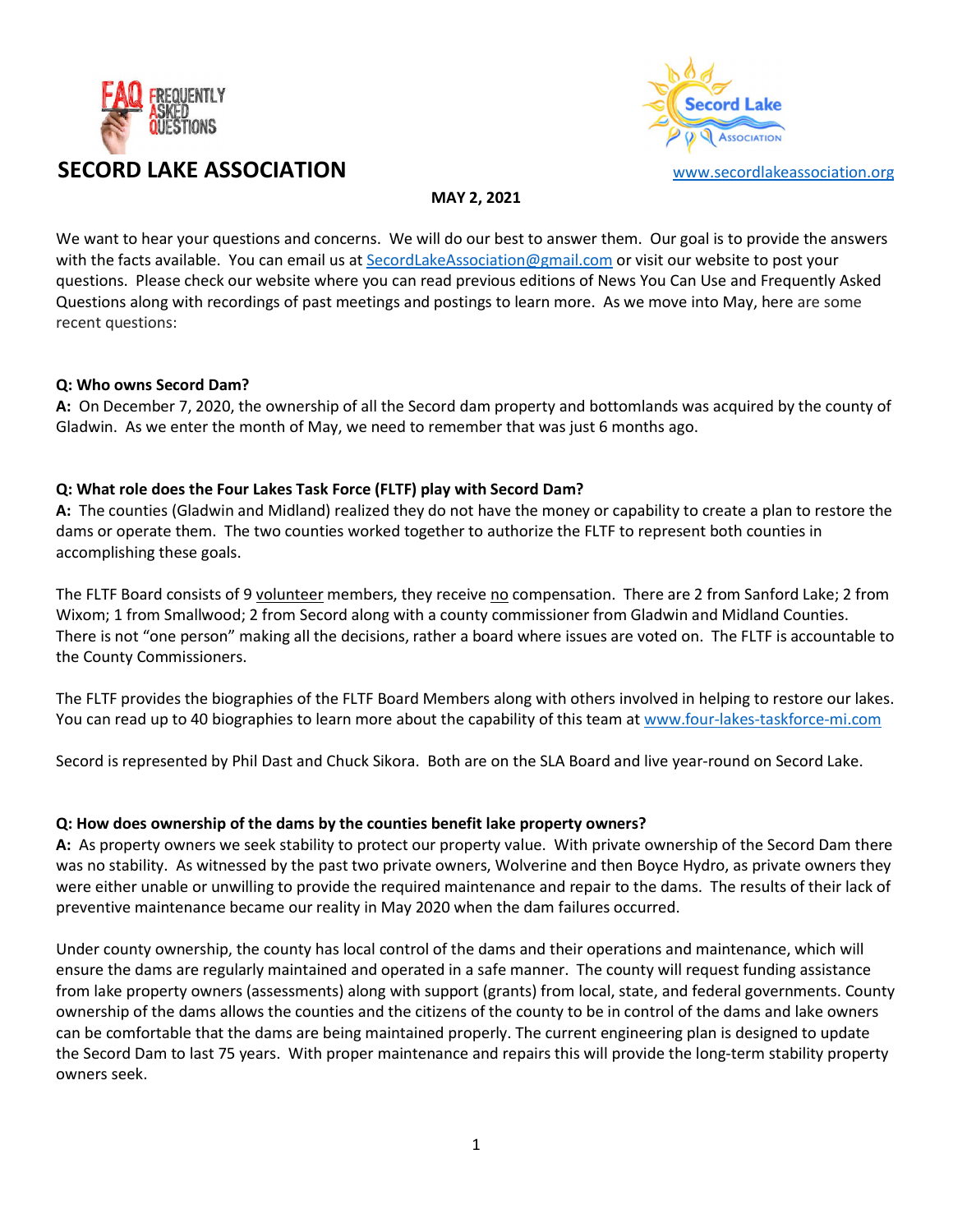# SECORD LAKE ASSOCIATION

www.secordlakeassociation.org

**MAY 2, 2021**

We want to hear your questions and concerns. We will do our best to answer them. Our goal is to provide the answers with the facts available. You can email us at SecordLakeAssociation@gmail.com or visit our website to post your questions. Please check our website where you can read previous editions of News You Can Use and Frequently Asked Questions along with recordings of past meetings and postings to learn more. As we move into May, here are some recent questions:

**Q: Who owns Secord Dam?**

**A:** On December 7, 2020, the ownership of all the Secord dam property and bottomlands was acquired by the county of Gladwin. As we enter the month of May, we need to remember that was just 6 months ago.

**Q: What role does the Four Lakes Task Force (FLTF) play with Secord Dam?**

**A:** The counties (Gladwin and Midland) realized they do not have the money or capability to create a plan to restore the dams or operate them. The two counties worked together to authorize the FLTF to represent both counties in accomplishing these goals.

The FLTF Board consists of 9 <u>volunteer</u> members, they receive <u>no</u> compensation. There are 2 from Sanford Lake; 2 from Wixom; 1 from Smallwood; 2 from Secord along with a county commissioner from Gladwin and Midland Counties. There is not "one person" making all the decisions, rather a board where issues are voted on. The FLTF is accountable to the County Commissioners.

The FLTF provides the biographies of the FLTF Board Members along with others involved in helping to restore our lakes. You can read up to 40 biographies to learn more about the capability of this team at www.four-lakes-taskforce-mi.com

Secord is represented by Phil Dast and Chuck Sikora. Both are on the SLA Board and live year-round on Secord Lake.

**Q: How does ownership of the dams by the counties benefit lake property owners?**

**A:** As property owners we seek stability to protect our property value. With private ownership of the Secord Dam there was no stability. As witnessed by the past two private owners, Wolverine and then Boyce Hydro, as private owners they were either unable or unwilling to provide the required maintenance and repair to the dams. The results of their lack of preventive maintenance became our reality in May 2020 when the dam failures occurred.

Under county ownership, the county has local control of the dams and their operations and maintenance, which will ensure the dams are regularly maintained and operated in a safe manner. The county will request funding assistance from lake property owners (assessments) along with support (grants) from local, state, and federal governments. County ownership of the dams allows the counties and the citizens of the county to be in control of the dams and lake owners can be comfortable that the dams are being maintained properly. The current engineering plan is designed to update the Secord Dam to last 75 years. With proper maintenance and repairs this will provide the long-term stability property owners seek.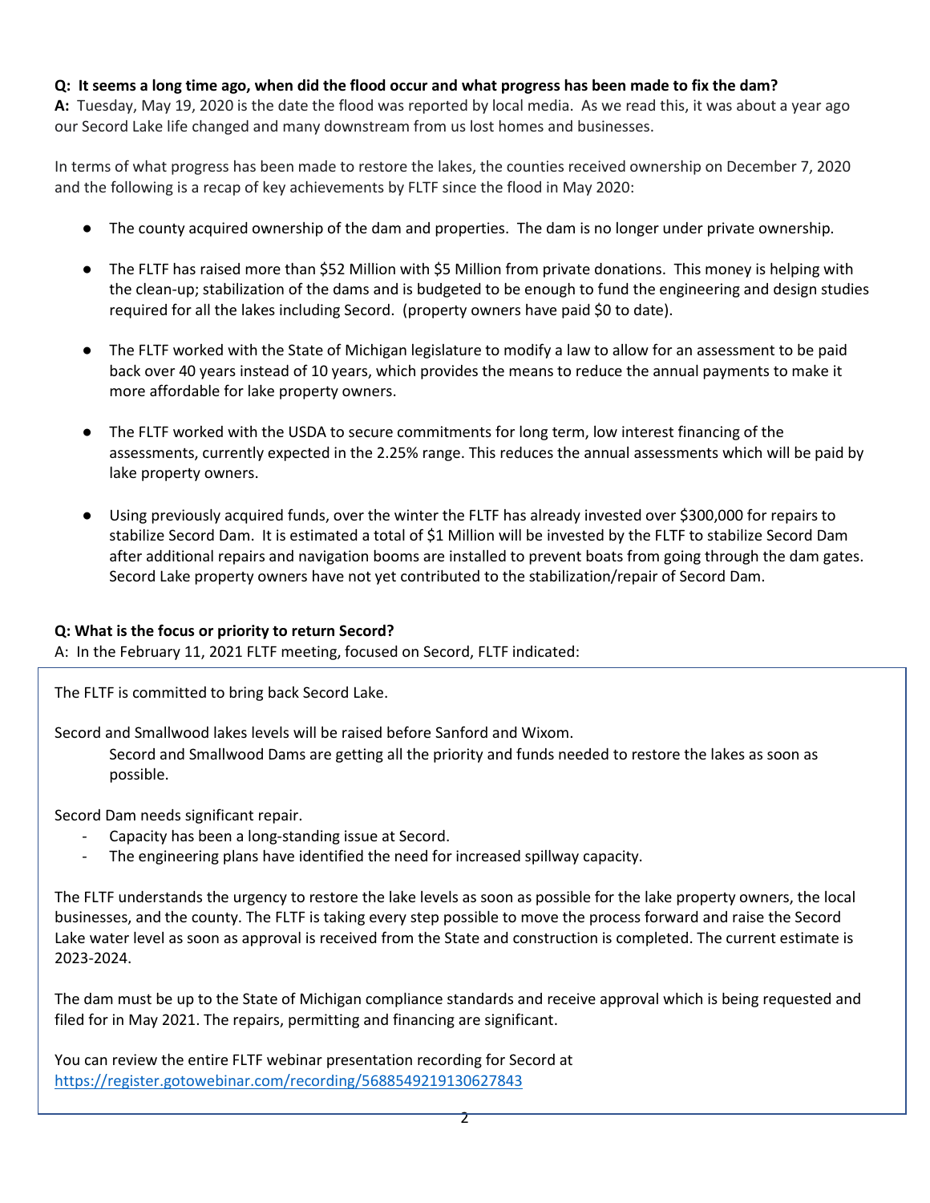**Q: It seems a long time ago, when did the flood occur and what progress has been made to fix the dam?**
**A:** Tuesday, May 19, 2020 is the date the flood was reported by local media. As we read this, it was about a year ago our Secord Lake life changed and many downstream from us lost homes and businesses.

In terms of what progress has been made to restore the lakes, the counties received ownership on December 7, 2020 and the following is a recap of key achievements by FLTF since the flood in May 2020:

- The county acquired ownership of the dam and properties. The dam is no longer under private ownership.
- The FLTF has raised more than $52 Million with $5 Million from private donations. This money is helping with the clean-up; stabilization of the dams and is budgeted to be enough to fund the engineering and design studies required for all the lakes including Secord. (property owners have paid $0 to date).
- The FLTF worked with the State of Michigan legislature to modify a law to allow for an assessment to be paid back over 40 years instead of 10 years, which provides the means to reduce the annual payments to make it more affordable for lake property owners.
- The FLTF worked with the USDA to secure commitments for long term, low interest financing of the assessments, currently expected in the 2.25% range. This reduces the annual assessments which will be paid by lake property owners.
- Using previously acquired funds, over the winter the FLTF has already invested over $300,000 for repairs to stabilize Secord Dam. It is estimated a total of $1 Million will be invested by the FLTF to stabilize Secord Dam after additional repairs and navigation booms are installed to prevent boats from going through the dam gates. Secord Lake property owners have not yet contributed to the stabilization/repair of Secord Dam.

**Q: What is the focus or priority to return Secord?**
A: In the February 11, 2021 FLTF meeting, focused on Secord, FLTF indicated:

The FLTF is committed to bring back Secord Lake.

Secord and Smallwood lakes levels will be raised before Sanford and Wixom.

> Secord and Smallwood Dams are getting all the priority and funds needed to restore the lakes as soon as possible.

Secord Dam needs significant repair.

- Capacity has been a long-standing issue at Secord.
- The engineering plans have identified the need for increased spillway capacity.

The FLTF understands the urgency to restore the lake levels as soon as possible for the lake property owners, the local businesses, and the county. The FLTF is taking every step possible to move the process forward and raise the Secord Lake water level as soon as approval is received from the State and construction is completed. The current estimate is 2023-2024.

The dam must be up to the State of Michigan compliance standards and receive approval which is being requested and filed for in May 2021. The repairs, permitting and financing are significant.

You can review the entire FLTF webinar presentation recording for Secord at [https://register.gotowebinar.com/recording/5688549219130627843](https://register.gotowebinar.com/recording/5688549219130627843)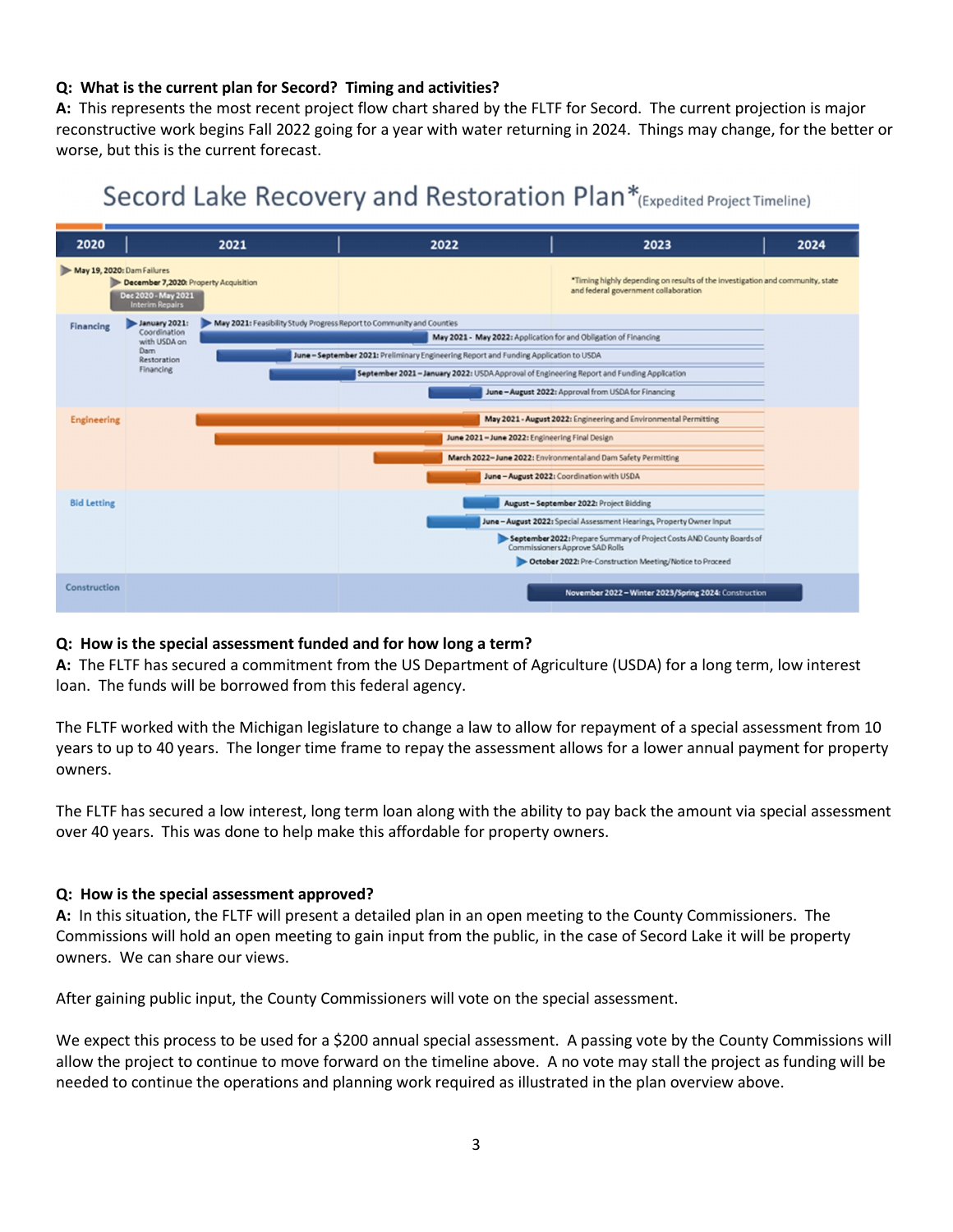**Q: What is the current plan for Secord? Timing and activities?**

**A:** This represents the most recent project flow chart shared by the FLTF for Secord. The current projection is major reconstructive work begins Fall 2022 going for a year with water returning in 2024. Things may change, for the better or worse, but this is the current forecast.

## Secord Lake Recovery and Restoration Plan* (Expedited Project Timeline)

| 2020 | 2021 | 2022 | 2023 | 2024 |
|---|---|---|---|---|

- **May 19, 2020:** Dam Failures
- **December 7,2020:** Property Acquisition
- Dec 2020 - May 2021 Interim Repairs

*Timing highly depending on results of the investigation and community, state and federal government collaboration

**Financing**
- **January 2021:** Coordination with USDA on Dam Restoration Financing
- **May 2021:** Feasibility Study Progress Report to Community and Counties
- **May 2021 - May 2022:** Application for and Obligation of Financing
- **June – September 2021:** Preliminary Engineering Report and Funding Application to USDA
- **September 2021 – January 2022:** USDA Approval of Engineering Report and Funding Application
- **June – August 2022:** Approval from USDA for Financing

**Engineering**
- **May 2021 - August 2022:** Engineering and Environmental Permitting
- **June 2021 – June 2022:** Engineering Final Design
- **March 2022– June 2022:** Environmental and Dam Safety Permitting
- **June – August 2022:** Coordination with USDA

**Bid Letting**
- **August – September 2022:** Project Bidding
- **June – August 2022:** Special Assessment Hearings, Property Owner Input
- **September 2022:** Prepare Summary of Project Costs AND County Boards of Commissioners Approve SAD Rolls
- **October 2022:** Pre-Construction Meeting/Notice to Proceed

**Construction**
- **November 2022 – Winter 2023/Spring 2024:** Construction

**Q: How is the special assessment funded and for how long a term?**

**A:** The FLTF has secured a commitment from the US Department of Agriculture (USDA) for a long term, low interest loan. The funds will be borrowed from this federal agency.

The FLTF worked with the Michigan legislature to change a law to allow for repayment of a special assessment from 10 years to up to 40 years. The longer time frame to repay the assessment allows for a lower annual payment for property owners.

The FLTF has secured a low interest, long term loan along with the ability to pay back the amount via special assessment over 40 years. This was done to help make this affordable for property owners.

**Q: How is the special assessment approved?**

**A:** In this situation, the FLTF will present a detailed plan in an open meeting to the County Commissioners. The Commissions will hold an open meeting to gain input from the public, in the case of Secord Lake it will be property owners. We can share our views.

After gaining public input, the County Commissioners will vote on the special assessment.

We expect this process to be used for a $200 annual special assessment. A passing vote by the County Commissions will allow the project to continue to move forward on the timeline above. A no vote may stall the project as funding will be needed to continue the operations and planning work required as illustrated in the plan overview above.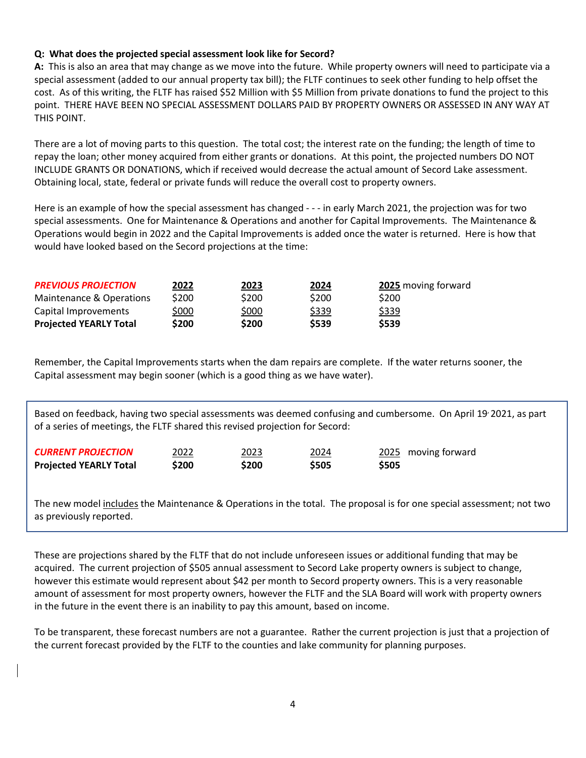**Q: What does the projected special assessment look like for Secord?**

**A:** This is also an area that may change as we move into the future. While property owners will need to participate via a special assessment (added to our annual property tax bill); the FLTF continues to seek other funding to help offset the cost. As of this writing, the FLTF has raised $52 Million with $5 Million from private donations to fund the project to this point. THERE HAVE BEEN NO SPECIAL ASSESSMENT DOLLARS PAID BY PROPERTY OWNERS OR ASSESSED IN ANY WAY AT THIS POINT.

There are a lot of moving parts to this question. The total cost; the interest rate on the funding; the length of time to repay the loan; other money acquired from either grants or donations. At this point, the projected numbers DO NOT INCLUDE GRANTS OR DONATIONS, which if received would decrease the actual amount of Secord Lake assessment. Obtaining local, state, federal or private funds will reduce the overall cost to property owners.

Here is an example of how the special assessment has changed - - - in early March 2021, the projection was for two special assessments. One for Maintenance & Operations and another for Capital Improvements. The Maintenance & Operations would begin in 2022 and the Capital Improvements is added once the water is returned. Here is how that would have looked based on the Secord projections at the time:

| ***PREVIOUS PROJECTION*** | **2022** | **2023** | **2024** | **2025** moving forward |
|---|---|---|---|---|
| Maintenance & Operations | $200 | $200 | $200 | $200 |
| Capital Improvements | $000 | $000 | $339 | $339 |
| **Projected YEARLY Total** | **$200** | **$200** | **$539** | **$539** |

Remember, the Capital Improvements starts when the dam repairs are complete. If the water returns sooner, the Capital assessment may begin sooner (which is a good thing as we have water).

Based on feedback, having two special assessments was deemed confusing and cumbersome. On April 19, 2021, as part of a series of meetings, the FLTF shared this revised projection for Secord:

| ***CURRENT PROJECTION*** | 2022 | 2023 | 2024 | 2025 moving forward |
|---|---|---|---|---|
| **Projected YEARLY Total** | **$200** | **$200** | **$505** | **$505** |

The new model includes the Maintenance & Operations in the total. The proposal is for one special assessment; not two as previously reported.

These are projections shared by the FLTF that do not include unforeseen issues or additional funding that may be acquired. The current projection of $505 annual assessment to Secord Lake property owners is subject to change, however this estimate would represent about $42 per month to Secord property owners. This is a very reasonable amount of assessment for most property owners, however the FLTF and the SLA Board will work with property owners in the future in the event there is an inability to pay this amount, based on income.

To be transparent, these forecast numbers are not a guarantee. Rather the current projection is just that a projection of the current forecast provided by the FLTF to the counties and lake community for planning purposes.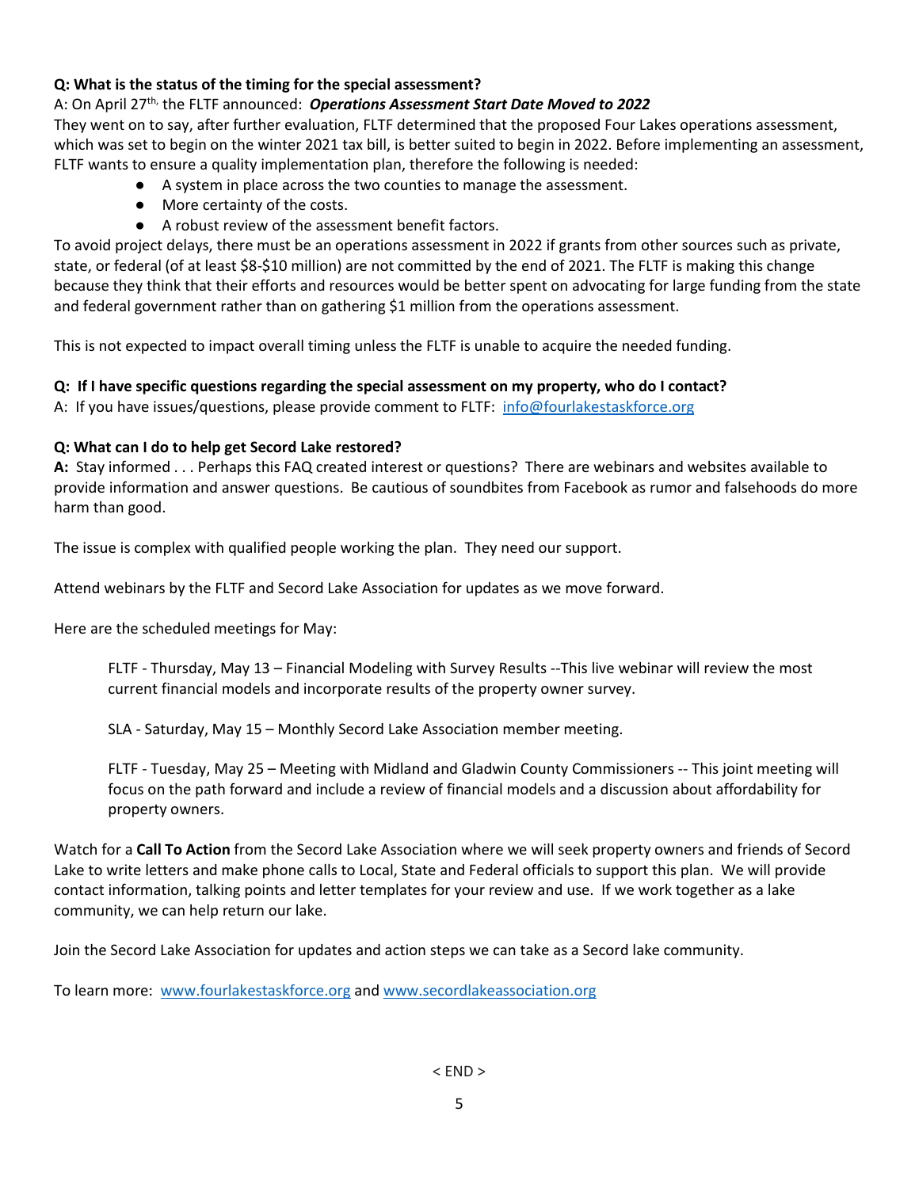**Q: What is the status of the timing for the special assessment?**

A: On April 27th, the FLTF announced: ***Operations Assessment Start Date Moved to 2022***

They went on to say, after further evaluation, FLTF determined that the proposed Four Lakes operations assessment, which was set to begin on the winter 2021 tax bill, is better suited to begin in 2022. Before implementing an assessment, FLTF wants to ensure a quality implementation plan, therefore the following is needed:

- A system in place across the two counties to manage the assessment.
- More certainty of the costs.
- A robust review of the assessment benefit factors.

To avoid project delays, there must be an operations assessment in 2022 if grants from other sources such as private, state, or federal (of at least $8-$10 million) are not committed by the end of 2021. The FLTF is making this change because they think that their efforts and resources would be better spent on advocating for large funding from the state and federal government rather than on gathering $1 million from the operations assessment.

This is not expected to impact overall timing unless the FLTF is unable to acquire the needed funding.

**Q: If I have specific questions regarding the special assessment on my property, who do I contact?**

A: If you have issues/questions, please provide comment to FLTF: info@fourlakestaskforce.org

**Q: What can I do to help get Secord Lake restored?**

**A:** Stay informed . . . Perhaps this FAQ created interest or questions? There are webinars and websites available to provide information and answer questions. Be cautious of soundbites from Facebook as rumor and falsehoods do more harm than good.

The issue is complex with qualified people working the plan. They need our support.

Attend webinars by the FLTF and Secord Lake Association for updates as we move forward.

Here are the scheduled meetings for May:

> FLTF - Thursday, May 13 – Financial Modeling with Survey Results --This live webinar will review the most current financial models and incorporate results of the property owner survey.
>
> SLA - Saturday, May 15 – Monthly Secord Lake Association member meeting.
>
> FLTF - Tuesday, May 25 – Meeting with Midland and Gladwin County Commissioners -- This joint meeting will focus on the path forward and include a review of financial models and a discussion about affordability for property owners.

Watch for a **Call To Action** from the Secord Lake Association where we will seek property owners and friends of Secord Lake to write letters and make phone calls to Local, State and Federal officials to support this plan. We will provide contact information, talking points and letter templates for your review and use. If we work together as a lake community, we can help return our lake.

Join the Secord Lake Association for updates and action steps we can take as a Secord lake community.

To learn more: www.fourlakestaskforce.org and www.secordlakeassociation.org

< END >